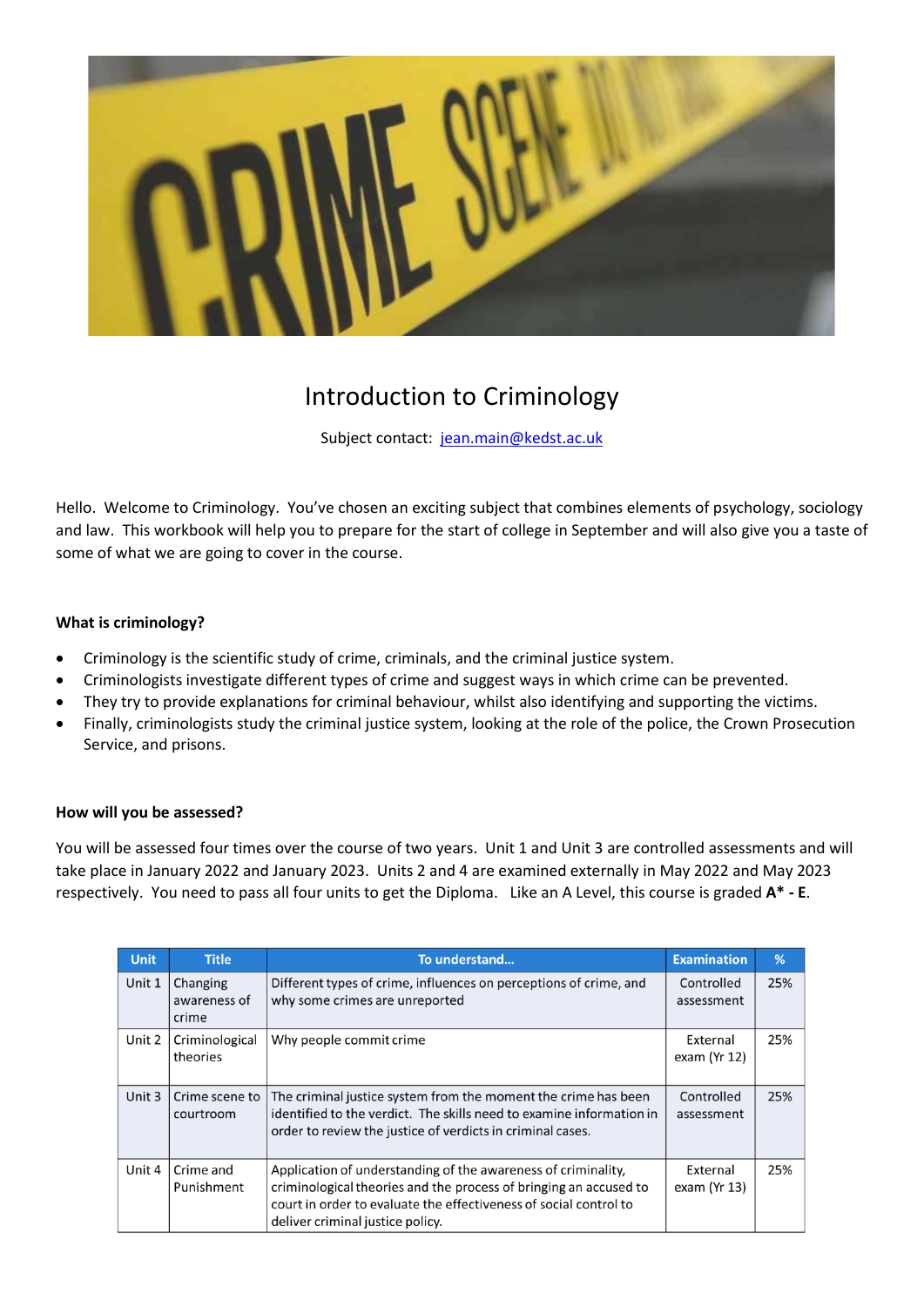# Introduction to Criminology

Subject contact: [jean.main@kedst.ac.uk](mailto:jean.main@kedst.ac.uk)

Hello. Welcome to Criminology. You've chosen an exciting subject that combines elements of psychology, sociology and law. This workbook will help you to prepare for the start of college in September and will also give you a taste of some of what we are going to cover in the course.

**What is criminology?**

- Criminology is the scientific study of crime, criminals, and the criminal justice system.
- Criminologists investigate different types of crime and suggest ways in which crime can be prevented.
- They try to provide explanations for criminal behaviour, whilst also identifying and supporting the victims.
- Finally, criminologists study the criminal justice system, looking at the role of the police, the Crown Prosecution Service, and prisons.

**How will you be assessed?**

You will be assessed four times over the course of two years. Unit 1 and Unit 3 are controlled assessments and will take place in January 2022 and January 2023. Units 2 and 4 are examined externally in May 2022 and May 2023 respectively. You need to pass all four units to get the Diploma. Like an A Level, this course is graded **A* - E**.

| Unit | Title | To understand... | Examination | % |
|---|---|---|---|---|
| Unit 1 | Changing awareness of crime | Different types of crime, influences on perceptions of crime, and why some crimes are unreported | Controlled assessment | 25% |
| Unit 2 | Criminological theories | Why people commit crime | External exam (Yr 12) | 25% |
| Unit 3 | Crime scene to courtroom | The criminal justice system from the moment the crime has been identified to the verdict. The skills need to examine information in order to review the justice of verdicts in criminal cases. | Controlled assessment | 25% |
| Unit 4 | Crime and Punishment | Application of understanding of the awareness of criminality, criminological theories and the process of bringing an accused to court in order to evaluate the effectiveness of social control to deliver criminal justice policy. | External exam (Yr 13) | 25% |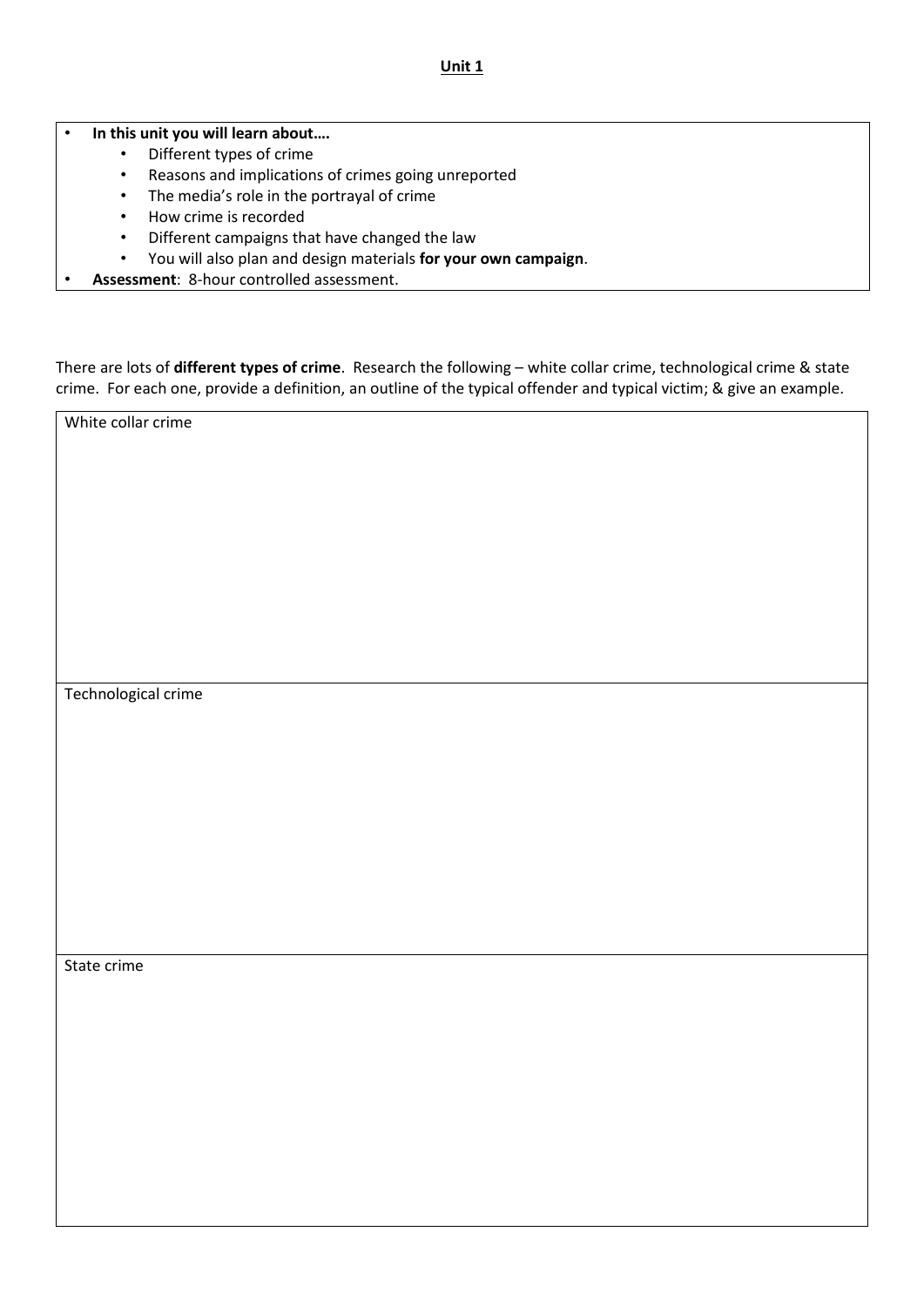**Unit 1**

- **In this unit you will learn about….**
    - Different types of crime
    - Reasons and implications of crimes going unreported
    - The media's role in the portrayal of crime
    - How crime is recorded
    - Different campaigns that have changed the law
    - You will also plan and design materials **for your own campaign**.
- **Assessment**: 8-hour controlled assessment.

There are lots of **different types of crime**. Research the following – white collar crime, technological crime & state crime. For each one, provide a definition, an outline of the typical offender and typical victim; & give an example.

| White collar crime |
| --- |
| |
| Technological crime |
| |
| State crime |
| |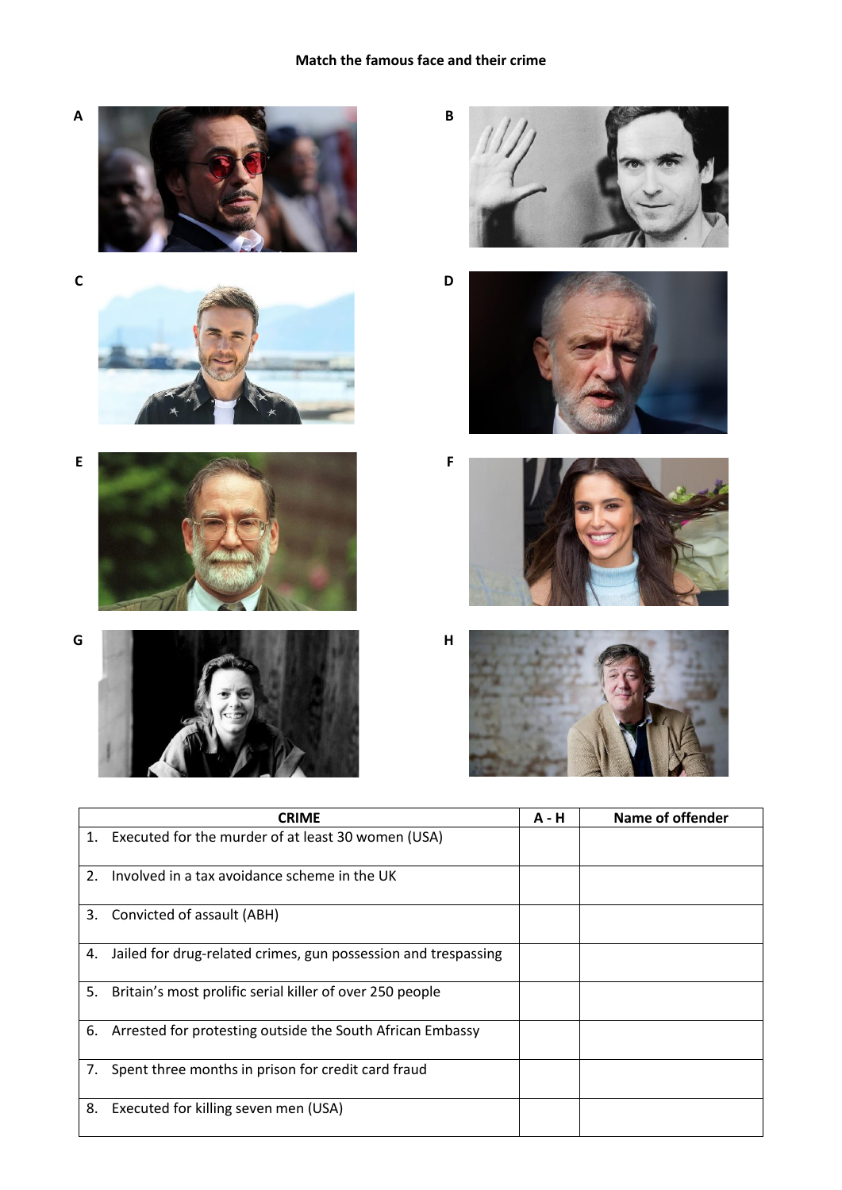**Match the famous face and their crime**

A

B

C

D

E

F

G

H

| CRIME | A - H | Name of offender |
|---|---|---|
| 1. Executed for the murder of at least 30 women (USA) | | |
| 2. Involved in a tax avoidance scheme in the UK | | |
| 3. Convicted of assault (ABH) | | |
| 4. Jailed for drug-related crimes, gun possession and trespassing | | |
| 5. Britain's most prolific serial killer of over 250 people | | |
| 6. Arrested for protesting outside the South African Embassy | | |
| 7. Spent three months in prison for credit card fraud | | |
| 8. Executed for killing seven men (USA) | | |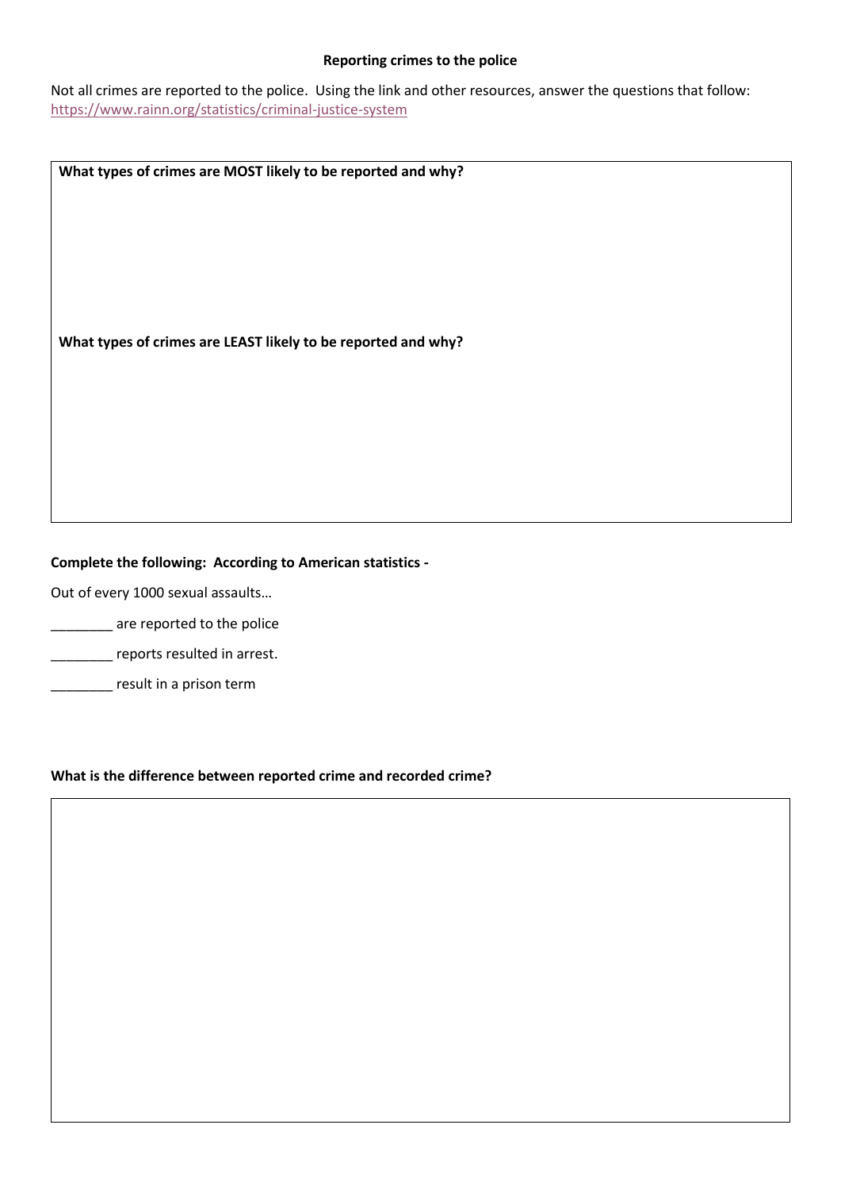**Reporting crimes to the police**

Not all crimes are reported to the police. Using the link and other resources, answer the questions that follow:
https://www.rainn.org/statistics/criminal-justice-system

**What types of crimes are MOST likely to be reported and why?**

**What types of crimes are LEAST likely to be reported and why?**

**Complete the following: According to American statistics -**

Out of every 1000 sexual assaults…

________ are reported to the police

________ reports resulted in arrest.

________ result in a prison term

**What is the difference between reported crime and recorded crime?**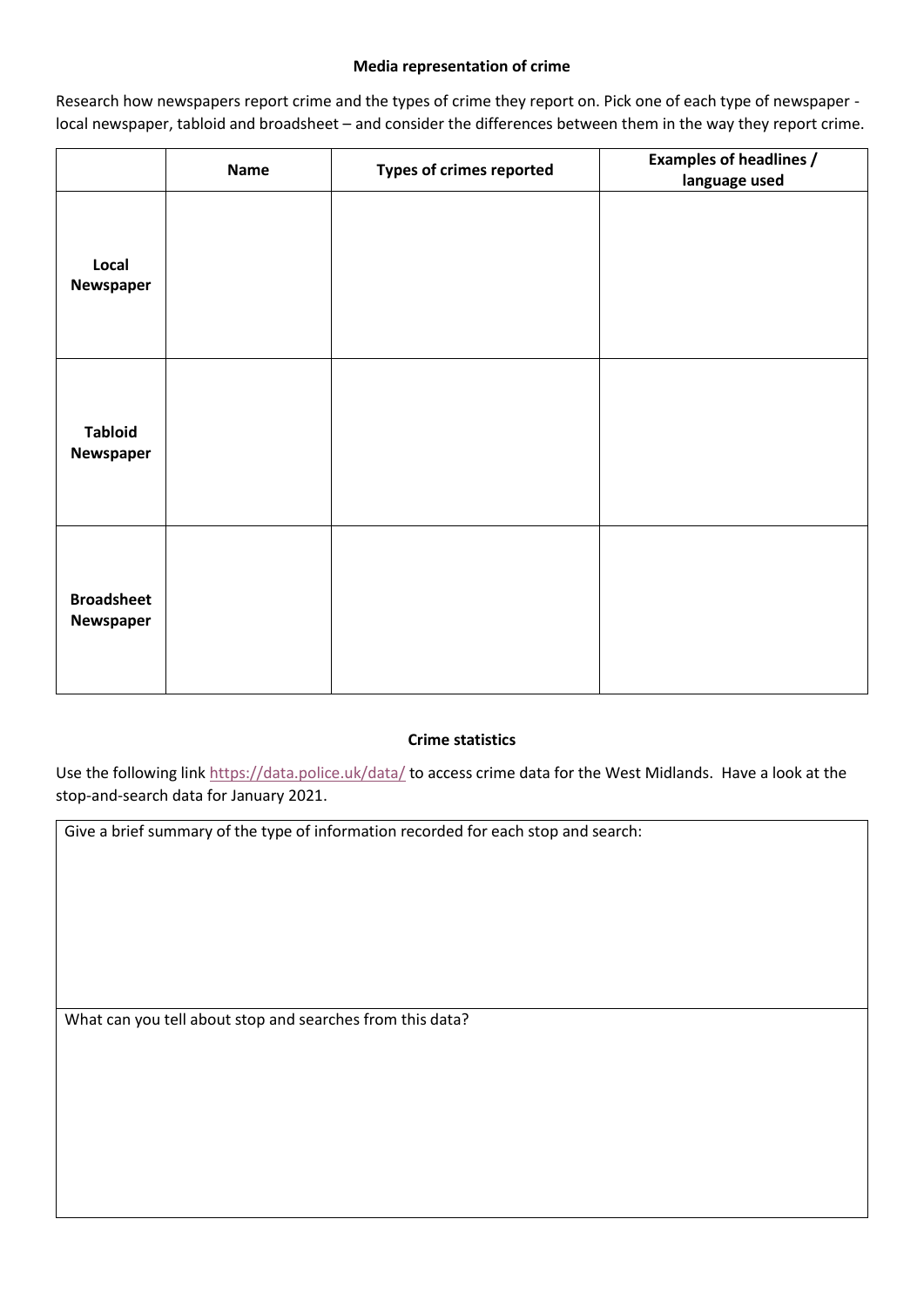## Media representation of crime

Research how newspapers report crime and the types of crime they report on. Pick one of each type of newspaper - local newspaper, tabloid and broadsheet – and consider the differences between them in the way they report crime.

| | Name | Types of crimes reported | Examples of headlines / language used |
|---|---|---|---|
| **Local Newspaper** | | | |
| **Tabloid Newspaper** | | | |
| **Broadsheet Newspaper** | | | |

## Crime statistics

Use the following link https://data.police.uk/data/ to access crime data for the West Midlands. Have a look at the stop-and-search data for January 2021.

| Give a brief summary of the type of information recorded for each stop and search: |
|---|
| |
| What can you tell about stop and searches from this data? |
| |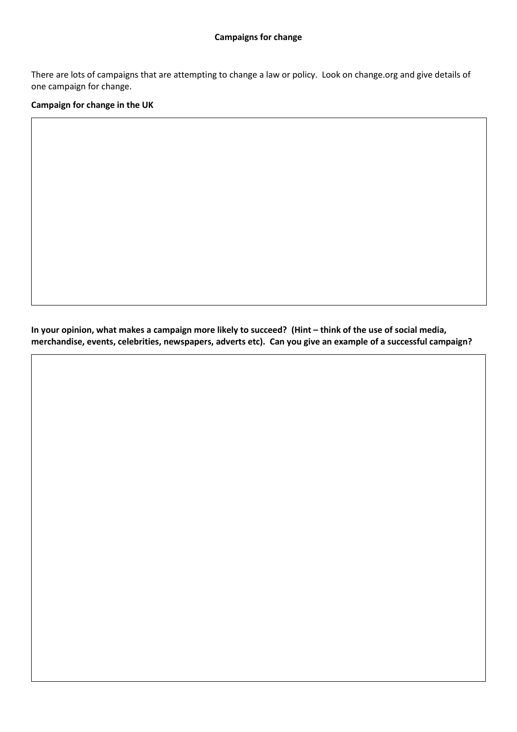**Campaigns for change**

There are lots of campaigns that are attempting to change a law or policy. Look on change.org and give details of one campaign for change.

**Campaign for change in the UK**

**In your opinion, what makes a campaign more likely to succeed? (Hint – think of the use of social media, merchandise, events, celebrities, newspapers, adverts etc). Can you give an example of a successful campaign?**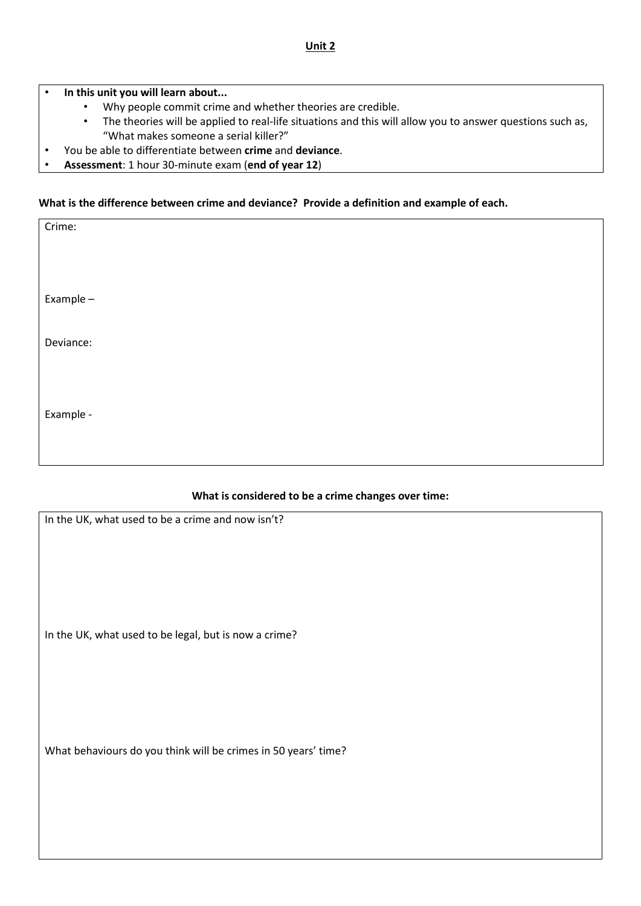**Unit 2**

- **In this unit you will learn about...**
  - Why people commit crime and whether theories are credible.
  - The theories will be applied to real-life situations and this will allow you to answer questions such as, "What makes someone a serial killer?"
- You be able to differentiate between **crime** and **deviance**.
- **Assessment**: 1 hour 30-minute exam (**end of year 12**)

**What is the difference between crime and deviance? Provide a definition and example of each.**

Crime:

Example –

Deviance:

Example -

**What is considered to be a crime changes over time:**

In the UK, what used to be a crime and now isn't?

In the UK, what used to be legal, but is now a crime?

What behaviours do you think will be crimes in 50 years' time?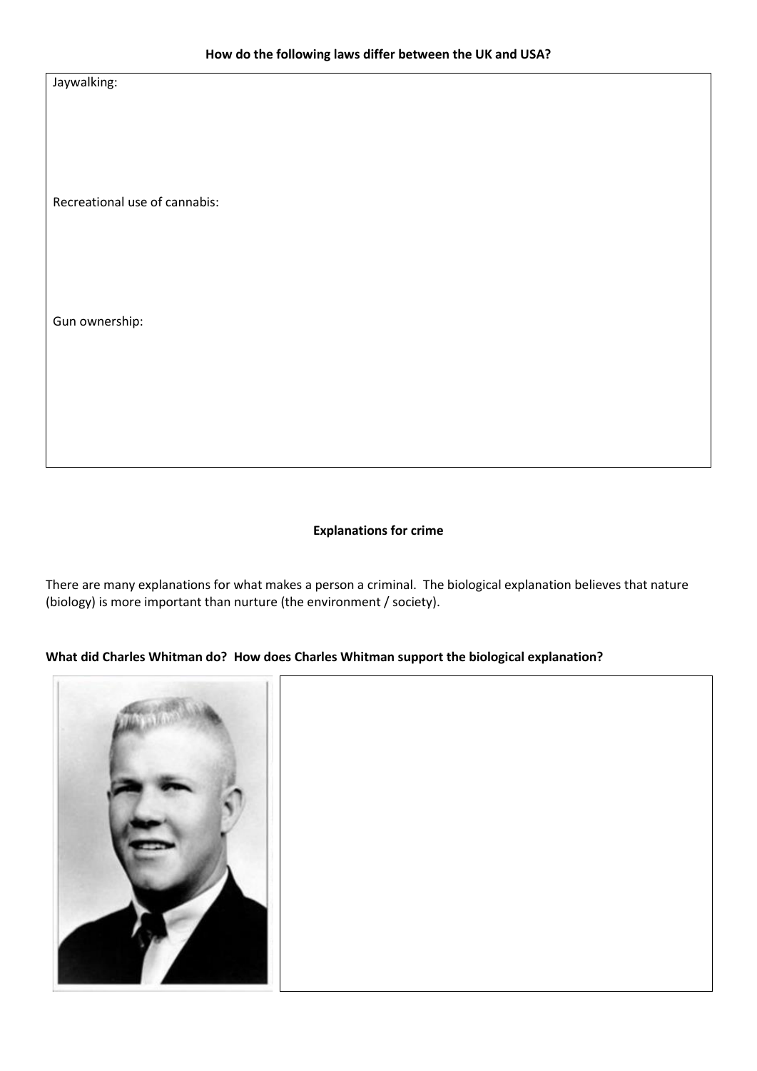**How do the following laws differ between the UK and USA?**

Jaywalking:

Recreational use of cannabis:

Gun ownership:

**Explanations for crime**

There are many explanations for what makes a person a criminal. The biological explanation believes that nature (biology) is more important than nurture (the environment / society).

**What did Charles Whitman do? How does Charles Whitman support the biological explanation?**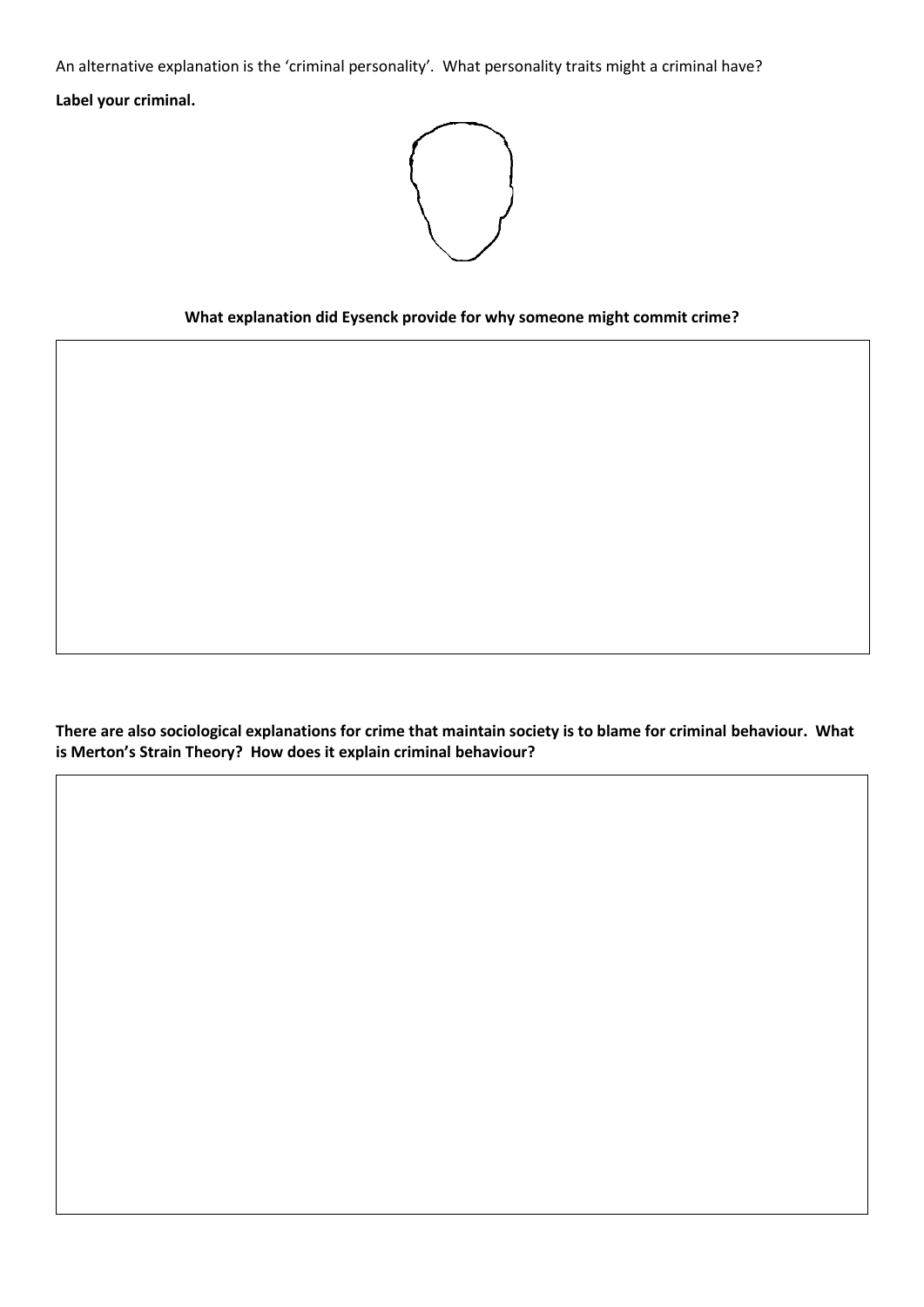An alternative explanation is the 'criminal personality'. What personality traits might a criminal have?

**Label your criminal.**

**What explanation did Eysenck provide for why someone might commit crime?**

**There are also sociological explanations for crime that maintain society is to blame for criminal behaviour. What is Merton's Strain Theory? How does it explain criminal behaviour?**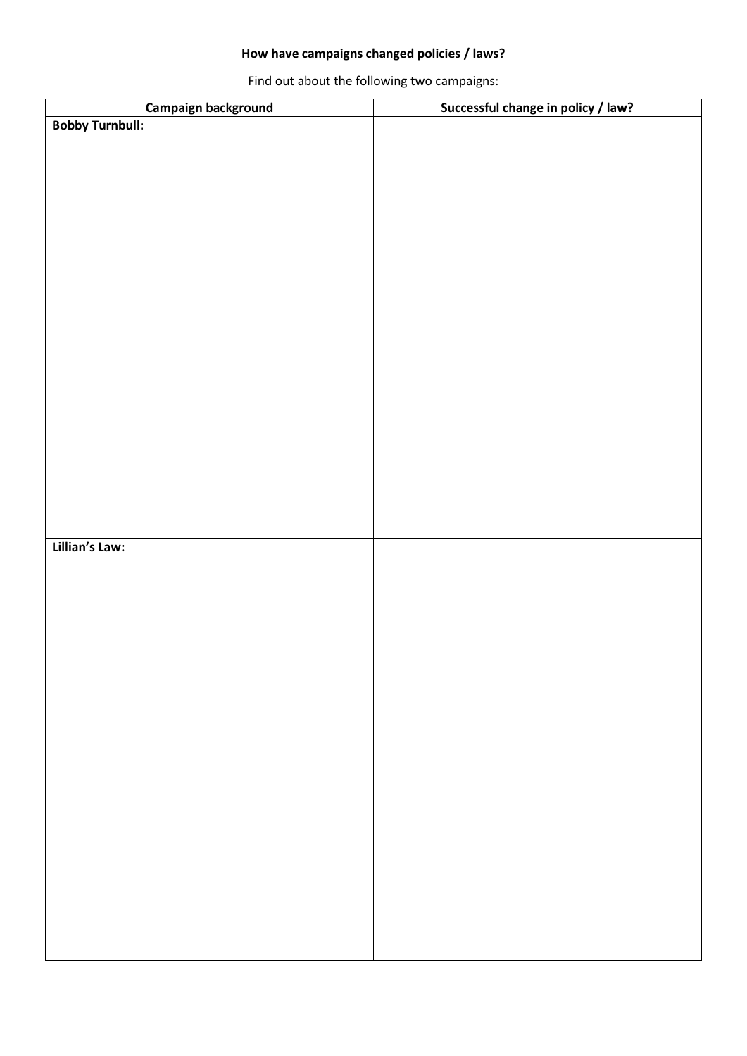**How have campaigns changed policies / laws?**

Find out about the following two campaigns:

| Campaign background | Successful change in policy / law? |
|---|---|
| **Bobby Turnbull:** | |
| **Lillian's Law:** | |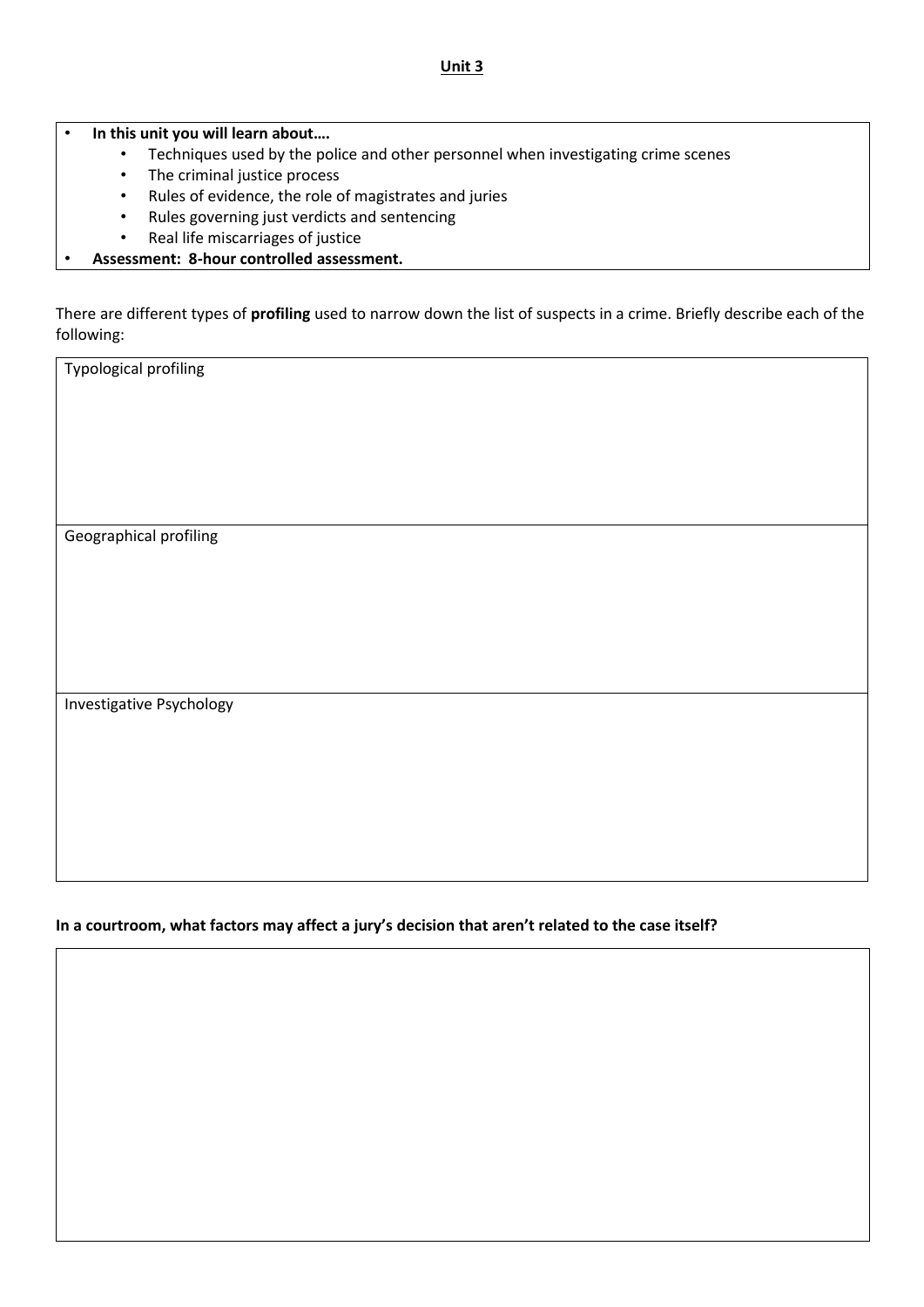# Unit 3

- **In this unit you will learn about….**
  - Techniques used by the police and other personnel when investigating crime scenes
  - The criminal justice process
  - Rules of evidence, the role of magistrates and juries
  - Rules governing just verdicts and sentencing
  - Real life miscarriages of justice
- **Assessment: 8-hour controlled assessment.**

There are different types of **profiling** used to narrow down the list of suspects in a crime. Briefly describe each of the following:

| Typological profiling |
|---|
| Geographical profiling |
| Investigative Psychology |

**In a courtroom, what factors may affect a jury's decision that aren't related to the case itself?**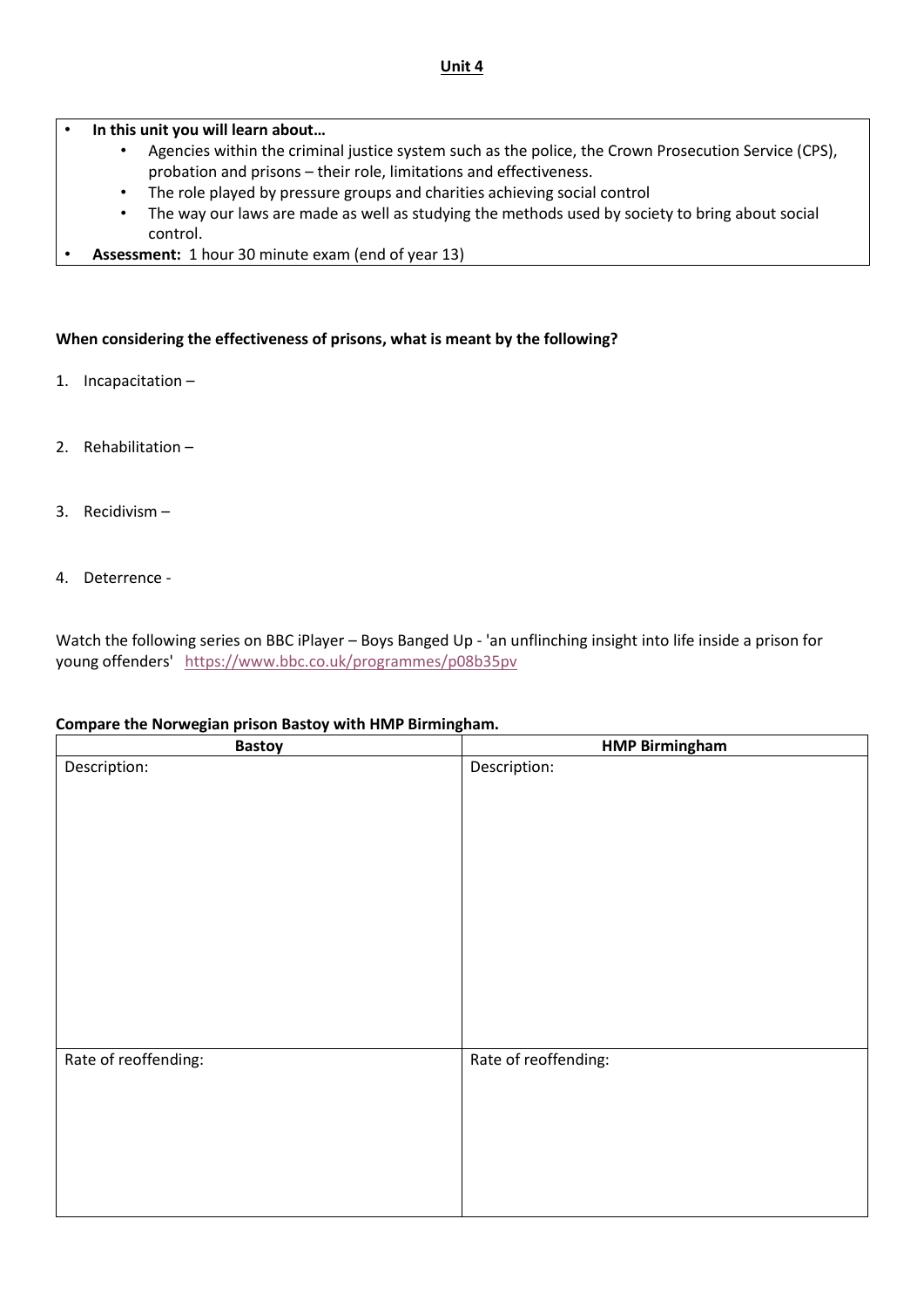<u>**Unit 4**</u>

- **In this unit you will learn about…**
    - Agencies within the criminal justice system such as the police, the Crown Prosecution Service (CPS), probation and prisons – their role, limitations and effectiveness.
    - The role played by pressure groups and charities achieving social control
    - The way our laws are made as well as studying the methods used by society to bring about social control.
- **Assessment:** 1 hour 30 minute exam (end of year 13)

**When considering the effectiveness of prisons, what is meant by the following?**

1. Incapacitation –
2. Rehabilitation –
3. Recidivism –
4. Deterrence -

Watch the following series on BBC iPlayer – Boys Banged Up - 'an unflinching insight into life inside a prison for young offenders' https://www.bbc.co.uk/programmes/p08b35pv

**Compare the Norwegian prison Bastoy with HMP Birmingham.**

| Bastoy | HMP Birmingham |
|---|---|
| Description: | Description: |
| Rate of reoffending: | Rate of reoffending: |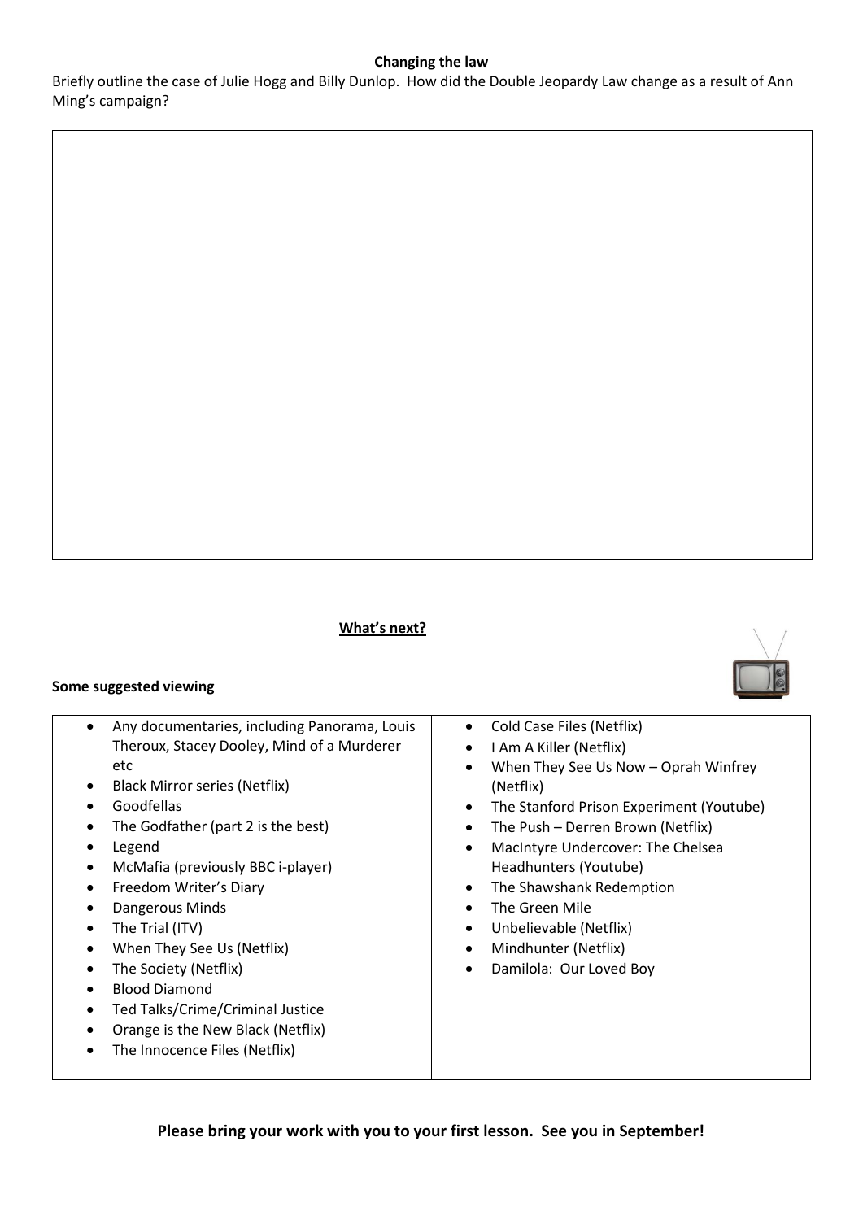## Changing the law

Briefly outline the case of Julie Hogg and Billy Dunlop. How did the Double Jeopardy Law change as a result of Ann Ming's campaign?

## What's next?

**Some suggested viewing**

- Any documentaries, including Panorama, Louis Theroux, Stacey Dooley, Mind of a Murderer etc
- Black Mirror series (Netflix)
- Goodfellas
- The Godfather (part 2 is the best)
- Legend
- McMafia (previously BBC i-player)
- Freedom Writer's Diary
- Dangerous Minds
- The Trial (ITV)
- When They See Us (Netflix)
- The Society (Netflix)
- Blood Diamond
- Ted Talks/Crime/Criminal Justice
- Orange is the New Black (Netflix)
- The Innocence Files (Netflix)
- Cold Case Files (Netflix)
- I Am A Killer (Netflix)
- When They See Us Now – Oprah Winfrey (Netflix)
- The Stanford Prison Experiment (Youtube)
- The Push – Derren Brown (Netflix)
- MacIntyre Undercover: The Chelsea Headhunters (Youtube)
- The Shawshank Redemption
- The Green Mile
- Unbelievable (Netflix)
- Mindhunter (Netflix)
- Damilola: Our Loved Boy

**Please bring your work with you to your first lesson. See you in September!**